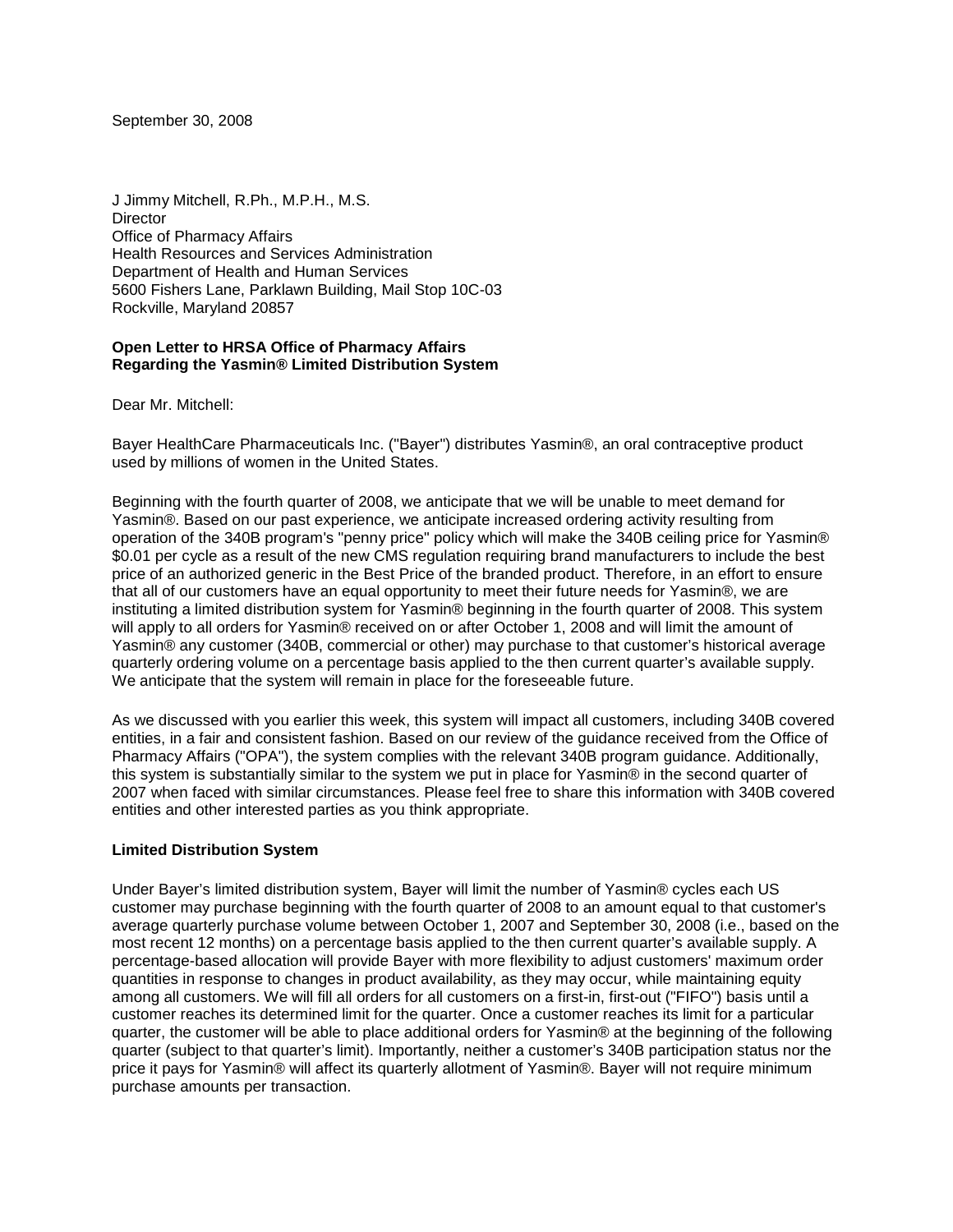September 30, 2008

J Jimmy Mitchell, R.Ph., M.P.H., M.S.
Director
Office of Pharmacy Affairs
Health Resources and Services Administration
Department of Health and Human Services
5600 Fishers Lane, Parklawn Building, Mail Stop 10C-03
Rockville, Maryland 20857

**Open Letter to HRSA Office of Pharmacy Affairs**
**Regarding the Yasmin® Limited Distribution System**

Dear Mr. Mitchell:

Bayer HealthCare Pharmaceuticals Inc. ("Bayer") distributes Yasmin®, an oral contraceptive product used by millions of women in the United States.

Beginning with the fourth quarter of 2008, we anticipate that we will be unable to meet demand for Yasmin®. Based on our past experience, we anticipate increased ordering activity resulting from operation of the 340B program's "penny price" policy which will make the 340B ceiling price for Yasmin® $0.01 per cycle as a result of the new CMS regulation requiring brand manufacturers to include the best price of an authorized generic in the Best Price of the branded product. Therefore, in an effort to ensure that all of our customers have an equal opportunity to meet their future needs for Yasmin®, we are instituting a limited distribution system for Yasmin® beginning in the fourth quarter of 2008. This system will apply to all orders for Yasmin® received on or after October 1, 2008 and will limit the amount of Yasmin® any customer (340B, commercial or other) may purchase to that customer's historical average quarterly ordering volume on a percentage basis applied to the then current quarter's available supply. We anticipate that the system will remain in place for the foreseeable future.

As we discussed with you earlier this week, this system will impact all customers, including 340B covered entities, in a fair and consistent fashion. Based on our review of the guidance received from the Office of Pharmacy Affairs ("OPA"), the system complies with the relevant 340B program guidance. Additionally, this system is substantially similar to the system we put in place for Yasmin® in the second quarter of 2007 when faced with similar circumstances. Please feel free to share this information with 340B covered entities and other interested parties as you think appropriate.

**Limited Distribution System**

Under Bayer's limited distribution system, Bayer will limit the number of Yasmin® cycles each US customer may purchase beginning with the fourth quarter of 2008 to an amount equal to that customer's average quarterly purchase volume between October 1, 2007 and September 30, 2008 (i.e., based on the most recent 12 months) on a percentage basis applied to the then current quarter's available supply. A percentage-based allocation will provide Bayer with more flexibility to adjust customers' maximum order quantities in response to changes in product availability, as they may occur, while maintaining equity among all customers. We will fill all orders for all customers on a first-in, first-out ("FIFO") basis until a customer reaches its determined limit for the quarter. Once a customer reaches its limit for a particular quarter, the customer will be able to place additional orders for Yasmin® at the beginning of the following quarter (subject to that quarter's limit). Importantly, neither a customer's 340B participation status nor the price it pays for Yasmin® will affect its quarterly allotment of Yasmin®. Bayer will not require minimum purchase amounts per transaction.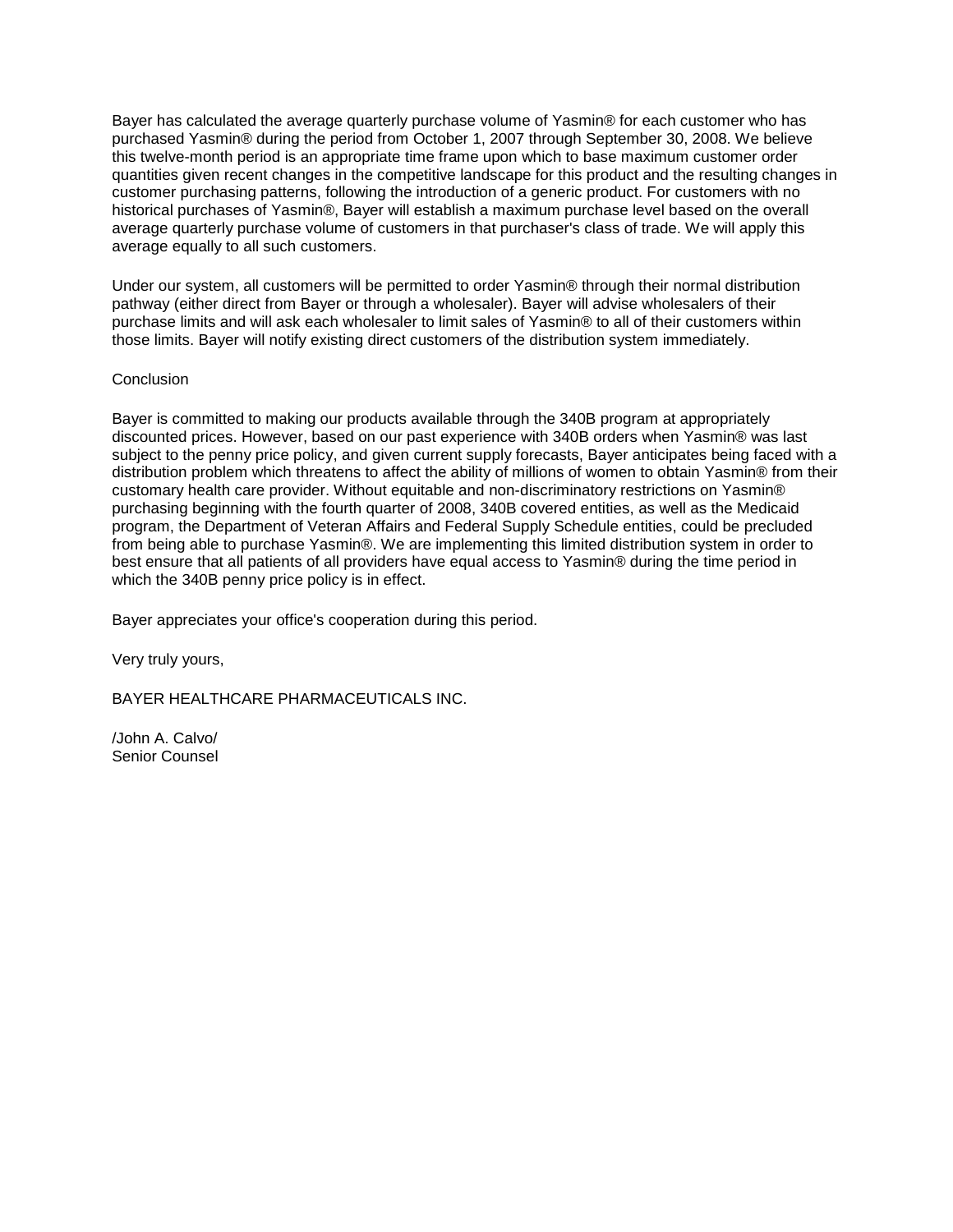Bayer has calculated the average quarterly purchase volume of Yasmin® for each customer who has purchased Yasmin® during the period from October 1, 2007 through September 30, 2008. We believe this twelve-month period is an appropriate time frame upon which to base maximum customer order quantities given recent changes in the competitive landscape for this product and the resulting changes in customer purchasing patterns, following the introduction of a generic product. For customers with no historical purchases of Yasmin®, Bayer will establish a maximum purchase level based on the overall average quarterly purchase volume of customers in that purchaser's class of trade. We will apply this average equally to all such customers.

Under our system, all customers will be permitted to order Yasmin® through their normal distribution pathway (either direct from Bayer or through a wholesaler). Bayer will advise wholesalers of their purchase limits and will ask each wholesaler to limit sales of Yasmin® to all of their customers within those limits. Bayer will notify existing direct customers of the distribution system immediately.

Conclusion

Bayer is committed to making our products available through the 340B program at appropriately discounted prices. However, based on our past experience with 340B orders when Yasmin® was last subject to the penny price policy, and given current supply forecasts, Bayer anticipates being faced with a distribution problem which threatens to affect the ability of millions of women to obtain Yasmin® from their customary health care provider. Without equitable and non-discriminatory restrictions on Yasmin® purchasing beginning with the fourth quarter of 2008, 340B covered entities, as well as the Medicaid program, the Department of Veteran Affairs and Federal Supply Schedule entities, could be precluded from being able to purchase Yasmin®. We are implementing this limited distribution system in order to best ensure that all patients of all providers have equal access to Yasmin® during the time period in which the 340B penny price policy is in effect.

Bayer appreciates your office's cooperation during this period.

Very truly yours,

BAYER HEALTHCARE PHARMACEUTICALS INC.

/John A. Calvo/
Senior Counsel